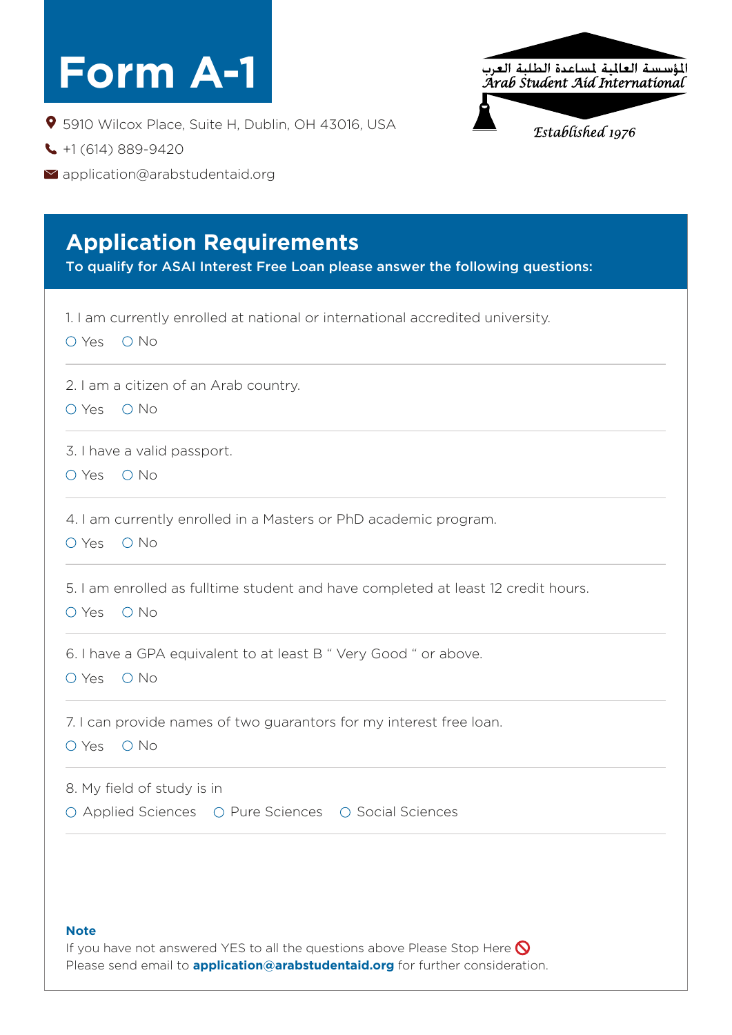# Form A-1

5910 Wilcox Place, Suite H, Dublin, OH 43016, USA

+1 (614) 889-9420

application@arabstudentaid.org

المؤسسة العالمية لمساعدة الطلبة العرب
Arab Student Aid International

Established 1976

## Application Requirements

**To qualify for ASAI Interest Free Loan please answer the following questions:**

1. I am currently enrolled at national or international accredited university.

   ○ Yes ○ No

2. I am a citizen of an Arab country.

   ○ Yes ○ No

3. I have a valid passport.

   ○ Yes ○ No

4. I am currently enrolled in a Masters or PhD academic program.

   ○ Yes ○ No

5. I am enrolled as fulltime student and have completed at least 12 credit hours.

   ○ Yes ○ No

6. I have a GPA equivalent to at least B " Very Good " or above.

   ○ Yes ○ No

7. I can provide names of two guarantors for my interest free loan.

   ○ Yes ○ No

8. My field of study is in

   ○ Applied Sciences ○ Pure Sciences ○ Social Sciences

**Note**

If you have not answered YES to all the questions above Please Stop Here 🛇
Please send email to **application@arabstudentaid.org** for further consideration.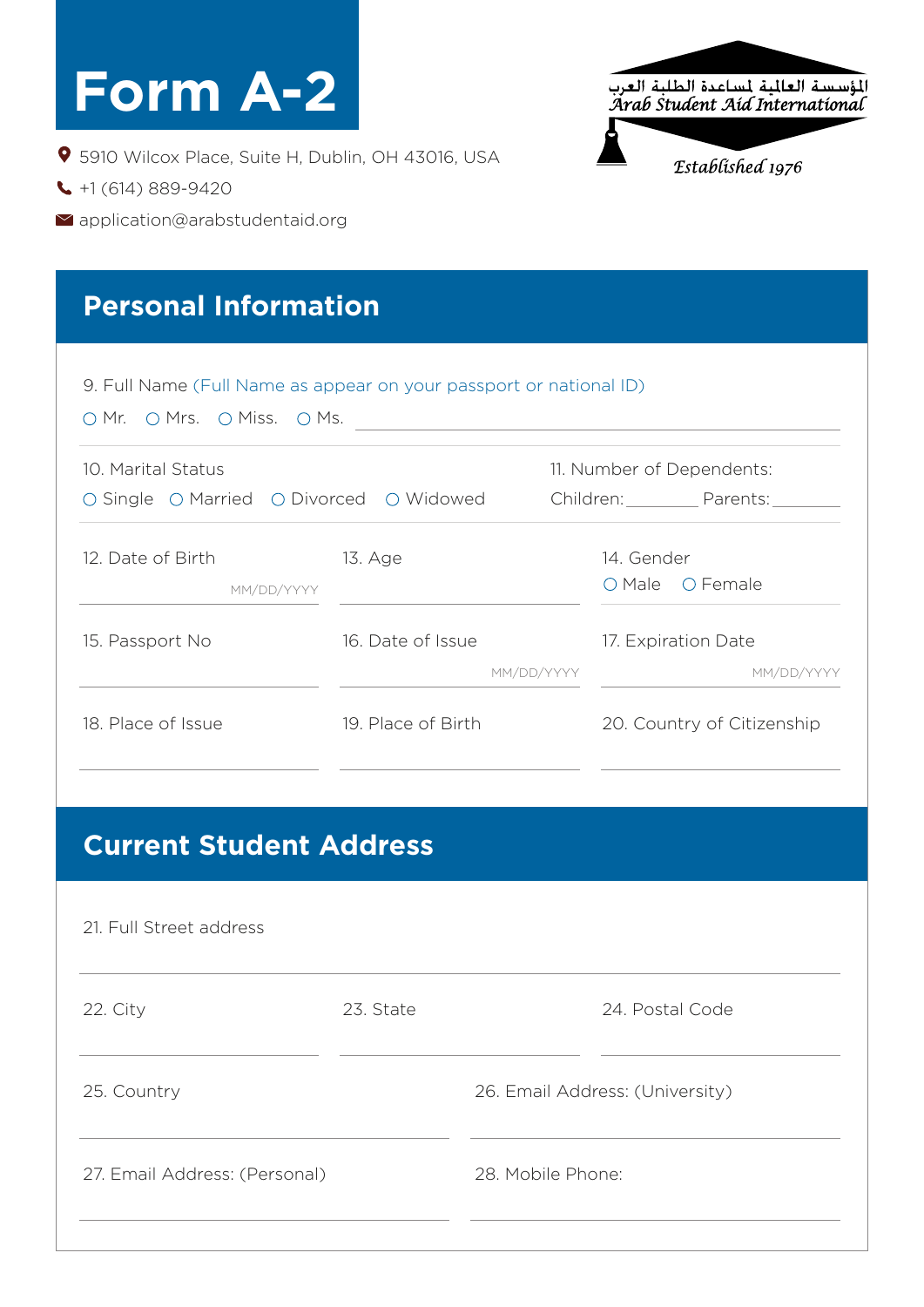# Form A-2

5910 Wilcox Place, Suite H, Dublin, OH 43016, USA

+1 (614) 889-9420

application@arabstudentaid.org

المؤسسة العالمية لمساعدة الطلبة العرب
Arab Student Aid International
Established 1976

## Personal Information

9. Full Name (Full Name as appear on your passport or national ID)

○ Mr. ○ Mrs. ○ Miss. ○ Ms. ______________________________

10. Marital Status

○ Single ○ Married ○ Divorced ○ Widowed

11. Number of Dependents:

Children: ________ Parents: ________

12. Date of Birth ________ MM/DD/YYYY

13. Age ________

14. Gender

○ Male ○ Female

15. Passport No ________

16. Date of Issue ________ MM/DD/YYYY

17. Expiration Date ________ MM/DD/YYYY

18. Place of Issue ________

19. Place of Birth ________

20. Country of Citizenship ________

## Current Student Address

21. Full Street address ______________________________

22. City ________

23. State ________

24. Postal Code ________

25. Country ________

26. Email Address: (University) ________

27. Email Address: (Personal) ________

28. Mobile Phone: ________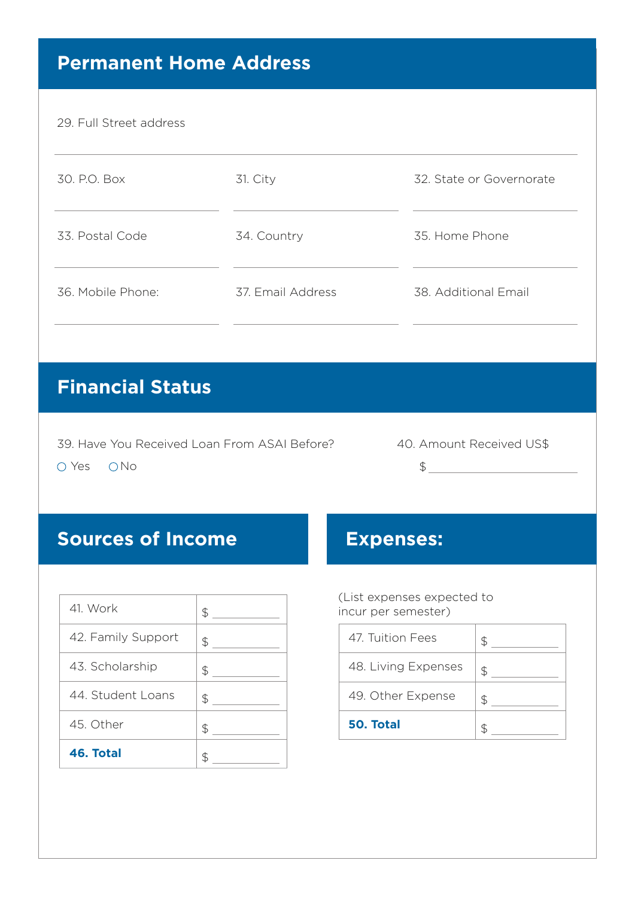## Permanent Home Address

29. Full Street address

30. P.O. Box

31. City

32. State or Governorate

33. Postal Code

34. Country

35. Home Phone

36. Mobile Phone:

37. Email Address

38. Additional Email

## Financial Status

39. Have You Received Loan From ASAI Before?

○ Yes ○ No

40. Amount Received US$

$ ____________________

## Sources of Income

| 41. Work | $ __________ |
|---|---|
| 42. Family Support | $ __________ |
| 43. Scholarship | $ __________ |
| 44. Student Loans | $ __________ |
| 45. Other | $ __________ |
| **46. Total** | $ __________ |

## Expenses:

(List expenses expected to incur per semester)

| 47. Tuition Fees | $ __________ |
|---|---|
| 48. Living Expenses | $ __________ |
| 49. Other Expense | $ __________ |
| **50. Total** | $ __________ |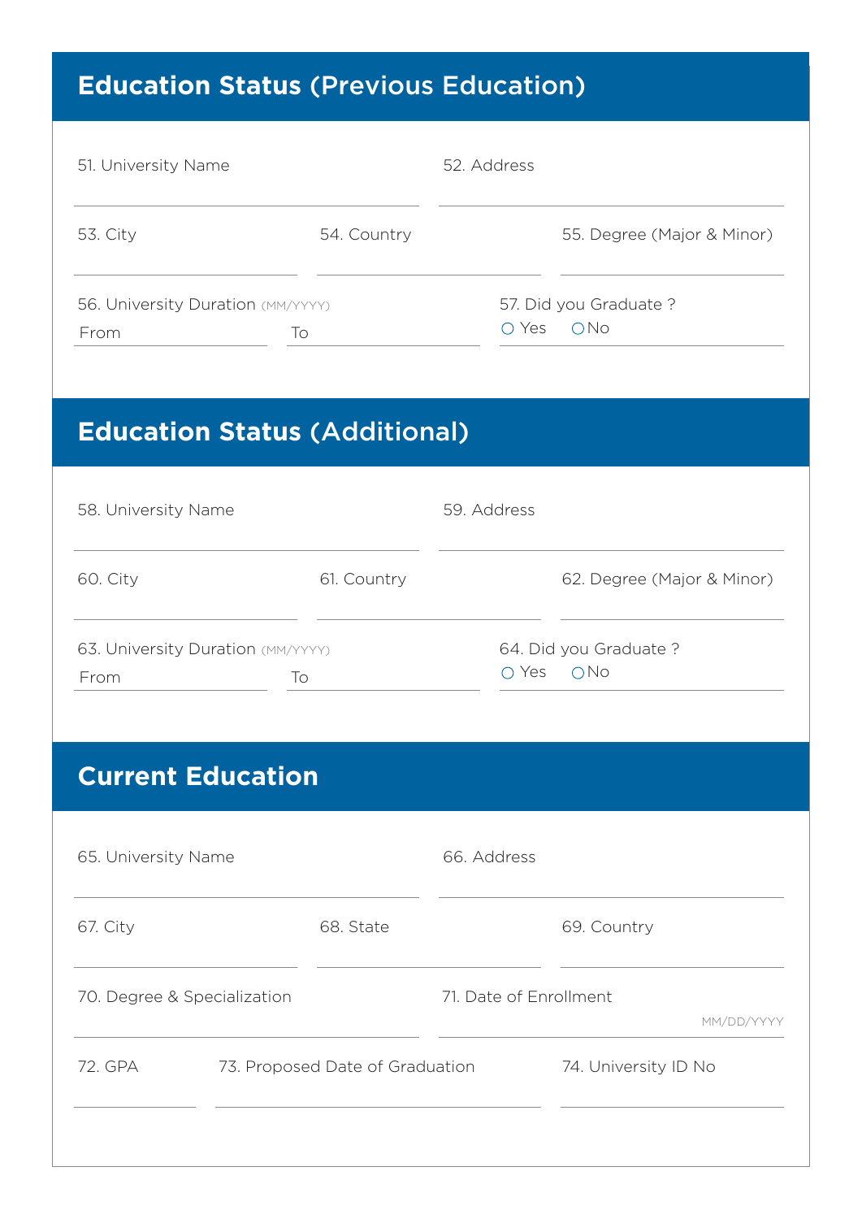## Education Status (Previous Education)

51. University Name

52. Address

53. City

54. Country

55. Degree (Major & Minor)

56. University Duration (MM/YYYY)

From

To

57. Did you Graduate ?

○ Yes ○ No

## Education Status (Additional)

58. University Name

59. Address

60. City

61. Country

62. Degree (Major & Minor)

63. University Duration (MM/YYYY)

From

To

64. Did you Graduate ?

○ Yes ○ No

## Current Education

65. University Name

66. Address

67. City

68. State

69. Country

70. Degree & Specialization

71. Date of Enrollment

MM/DD/YYYY

72. GPA

73. Proposed Date of Graduation

74. University ID No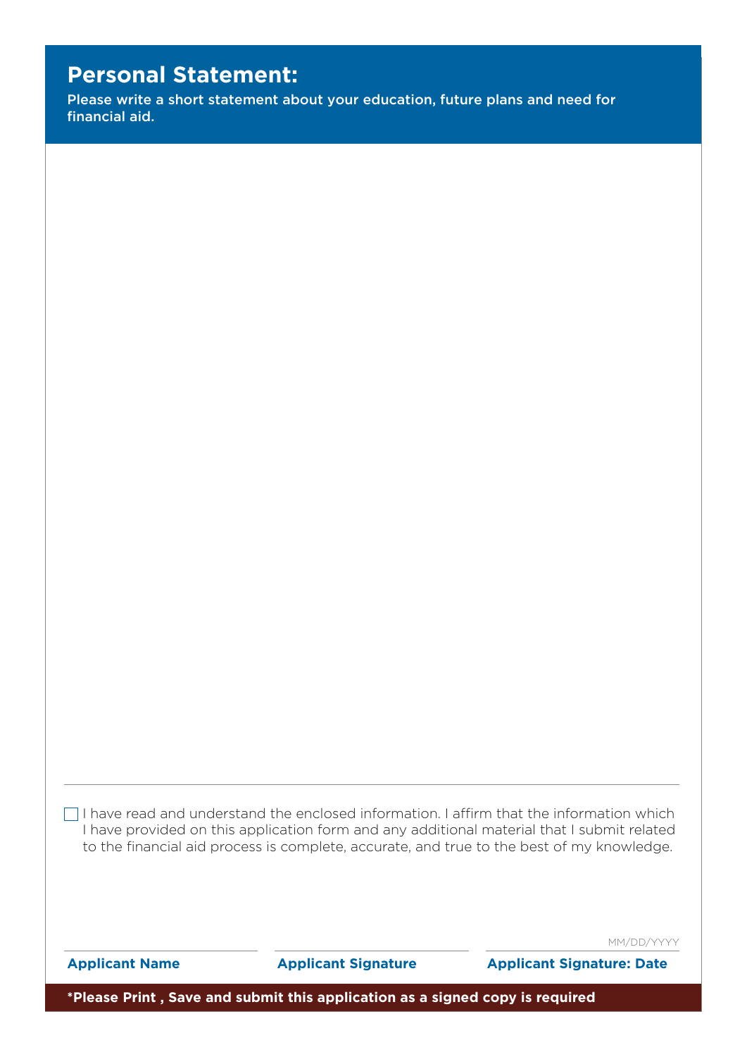## Personal Statement:

Please write a short statement about your education, future plans and need for financial aid.

☐ I have read and understand the enclosed information. I affirm that the information which I have provided on this application form and any additional material that I submit related to the financial aid process is complete, accurate, and true to the best of my knowledge.

| | | |
|---|---|---|
| | | MM/DD/YYYY |
| **Applicant Name** | **Applicant Signature** | **Applicant Signature: Date** |

**\*Please Print , Save and submit this application as a signed copy is required**